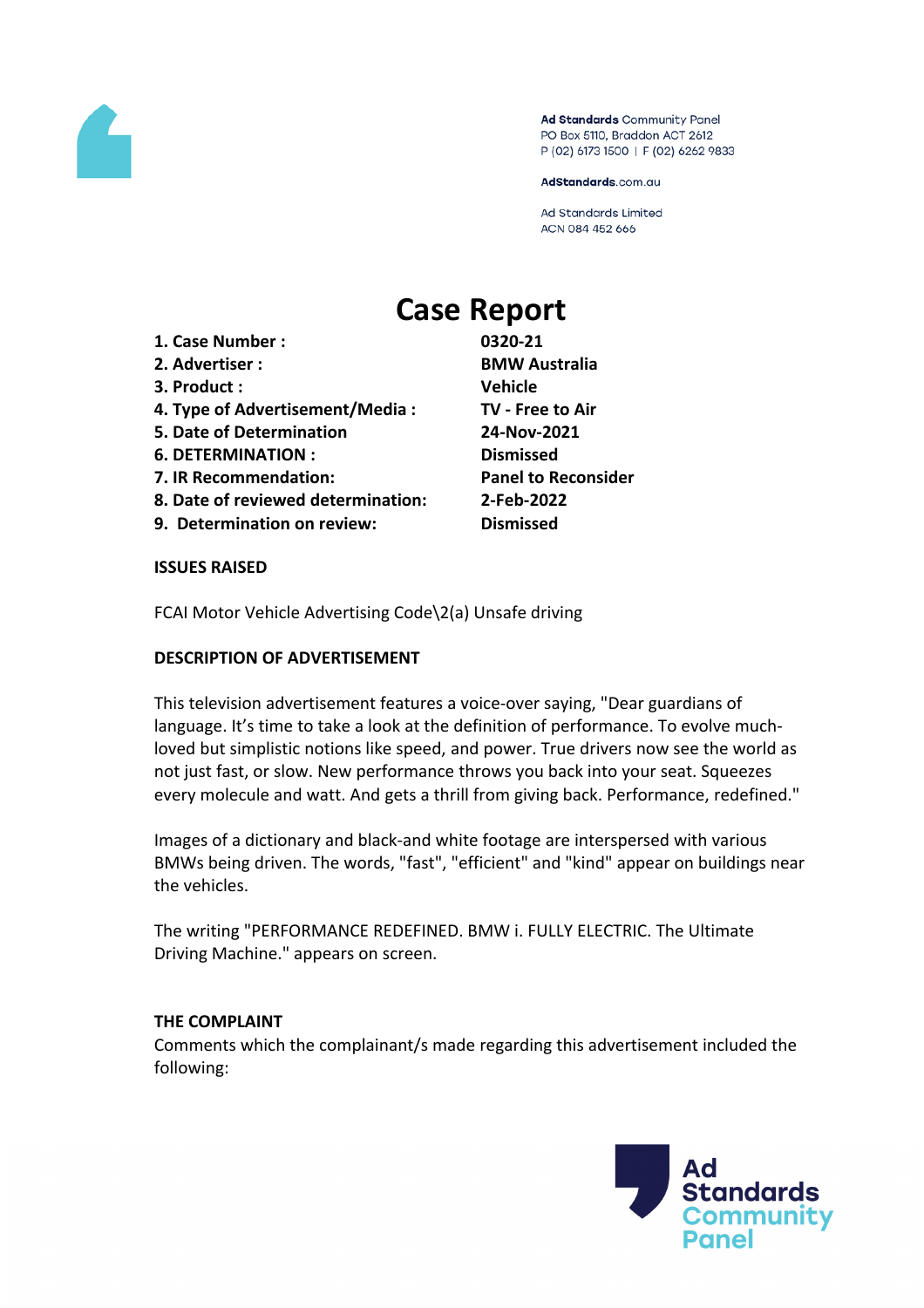Ad Standards Community Panel
PO Box 5110, Braddon ACT 2612
P (02) 6173 1500 | F (02) 6262 9833

AdStandards.com.au

Ad Standards Limited
ACN 084 452 666

# Case Report

| | |
|---|---|
| **1. Case Number :** | **0320-21** |
| **2. Advertiser :** | **BMW Australia** |
| **3. Product :** | **Vehicle** |
| **4. Type of Advertisement/Media :** | **TV - Free to Air** |
| **5. Date of Determination** | **24-Nov-2021** |
| **6. DETERMINATION :** | **Dismissed** |
| **7. IR Recommendation:** | **Panel to Reconsider** |
| **8. Date of reviewed determination:** | **2-Feb-2022** |
| **9. Determination on review:** | **Dismissed** |

**ISSUES RAISED**

FCAI Motor Vehicle Advertising Code\2(a) Unsafe driving

**DESCRIPTION OF ADVERTISEMENT**

This television advertisement features a voice-over saying, "Dear guardians of language. It's time to take a look at the definition of performance. To evolve much-loved but simplistic notions like speed, and power. True drivers now see the world as not just fast, or slow. New performance throws you back into your seat. Squeezes every molecule and watt. And gets a thrill from giving back. Performance, redefined."

Images of a dictionary and black-and white footage are interspersed with various BMWs being driven. The words, "fast", "efficient" and "kind" appear on buildings near the vehicles.

The writing "PERFORMANCE REDEFINED. BMW i. FULLY ELECTRIC. The Ultimate Driving Machine." appears on screen.

**THE COMPLAINT**

Comments which the complainant/s made regarding this advertisement included the following: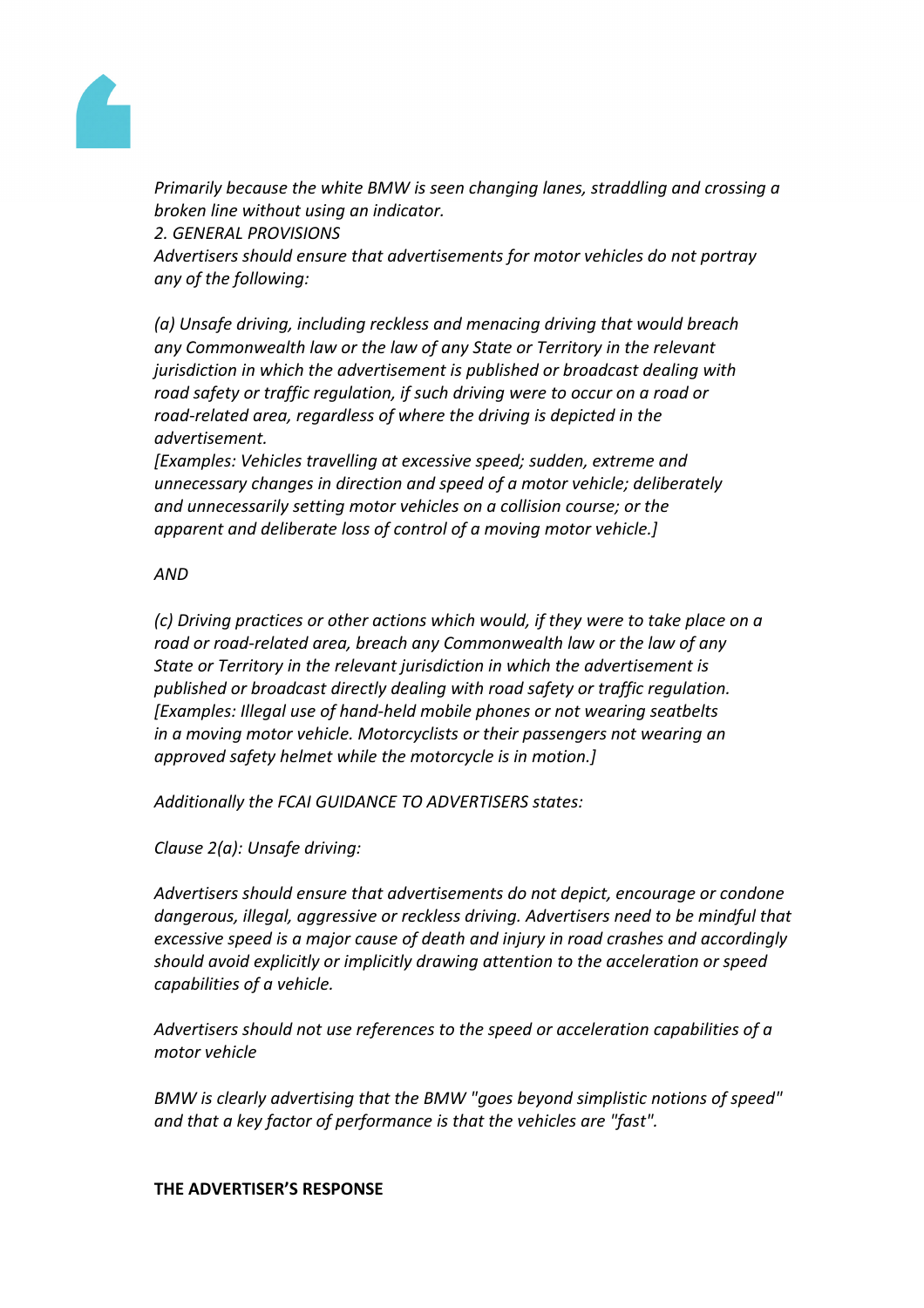*Primarily because the white BMW is seen changing lanes, straddling and crossing a broken line without using an indicator.*
*2. GENERAL PROVISIONS*
*Advertisers should ensure that advertisements for motor vehicles do not portray any of the following:*

*(a) Unsafe driving, including reckless and menacing driving that would breach any Commonwealth law or the law of any State or Territory in the relevant jurisdiction in which the advertisement is published or broadcast dealing with road safety or traffic regulation, if such driving were to occur on a road or road-related area, regardless of where the driving is depicted in the advertisement.*
*[Examples: Vehicles travelling at excessive speed; sudden, extreme and unnecessary changes in direction and speed of a motor vehicle; deliberately and unnecessarily setting motor vehicles on a collision course; or the apparent and deliberate loss of control of a moving motor vehicle.]*

*AND*

*(c) Driving practices or other actions which would, if they were to take place on a road or road-related area, breach any Commonwealth law or the law of any State or Territory in the relevant jurisdiction in which the advertisement is published or broadcast directly dealing with road safety or traffic regulation.*
*[Examples: Illegal use of hand-held mobile phones or not wearing seatbelts in a moving motor vehicle. Motorcyclists or their passengers not wearing an approved safety helmet while the motorcycle is in motion.]*

*Additionally the FCAI GUIDANCE TO ADVERTISERS states:*

*Clause 2(a): Unsafe driving:*

*Advertisers should ensure that advertisements do not depict, encourage or condone dangerous, illegal, aggressive or reckless driving. Advertisers need to be mindful that excessive speed is a major cause of death and injury in road crashes and accordingly should avoid explicitly or implicitly drawing attention to the acceleration or speed capabilities of a vehicle.*

*Advertisers should not use references to the speed or acceleration capabilities of a motor vehicle*

*BMW is clearly advertising that the BMW "goes beyond simplistic notions of speed" and that a key factor of performance is that the vehicles are "fast".*

**THE ADVERTISER'S RESPONSE**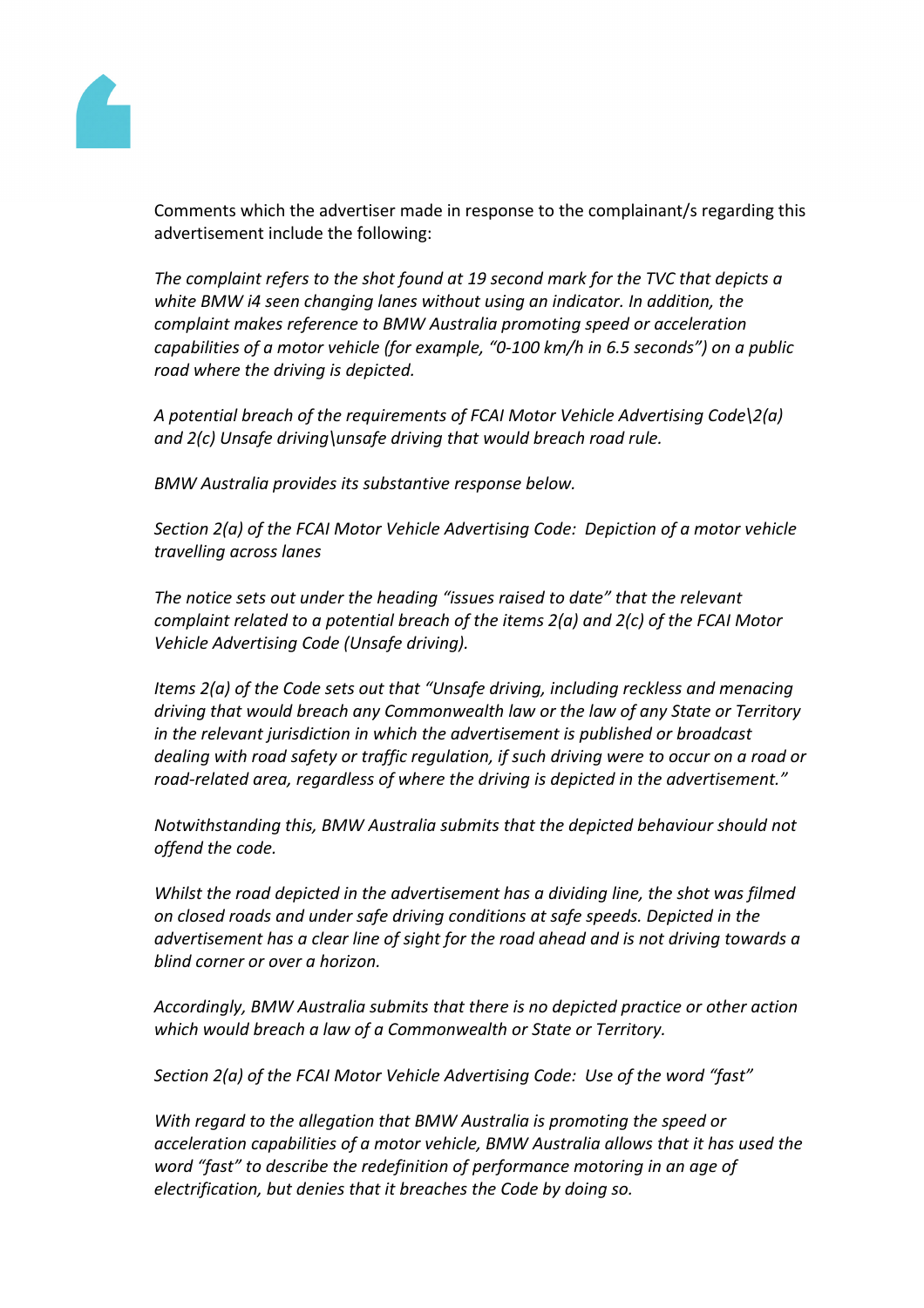Comments which the advertiser made in response to the complainant/s regarding this advertisement include the following:

*The complaint refers to the shot found at 19 second mark for the TVC that depicts a white BMW i4 seen changing lanes without using an indicator. In addition, the complaint makes reference to BMW Australia promoting speed or acceleration capabilities of a motor vehicle (for example, "0-100 km/h in 6.5 seconds") on a public road where the driving is depicted.*

*A potential breach of the requirements of FCAI Motor Vehicle Advertising Code\2(a) and 2(c) Unsafe driving\unsafe driving that would breach road rule.*

*BMW Australia provides its substantive response below.*

*Section 2(a) of the FCAI Motor Vehicle Advertising Code: Depiction of a motor vehicle travelling across lanes*

*The notice sets out under the heading "issues raised to date" that the relevant complaint related to a potential breach of the items 2(a) and 2(c) of the FCAI Motor Vehicle Advertising Code (Unsafe driving).*

*Items 2(a) of the Code sets out that "Unsafe driving, including reckless and menacing driving that would breach any Commonwealth law or the law of any State or Territory in the relevant jurisdiction in which the advertisement is published or broadcast dealing with road safety or traffic regulation, if such driving were to occur on a road or road-related area, regardless of where the driving is depicted in the advertisement."*

*Notwithstanding this, BMW Australia submits that the depicted behaviour should not offend the code.*

*Whilst the road depicted in the advertisement has a dividing line, the shot was filmed on closed roads and under safe driving conditions at safe speeds. Depicted in the advertisement has a clear line of sight for the road ahead and is not driving towards a blind corner or over a horizon.*

*Accordingly, BMW Australia submits that there is no depicted practice or other action which would breach a law of a Commonwealth or State or Territory.*

*Section 2(a) of the FCAI Motor Vehicle Advertising Code: Use of the word "fast"*

*With regard to the allegation that BMW Australia is promoting the speed or acceleration capabilities of a motor vehicle, BMW Australia allows that it has used the word "fast" to describe the redefinition of performance motoring in an age of electrification, but denies that it breaches the Code by doing so.*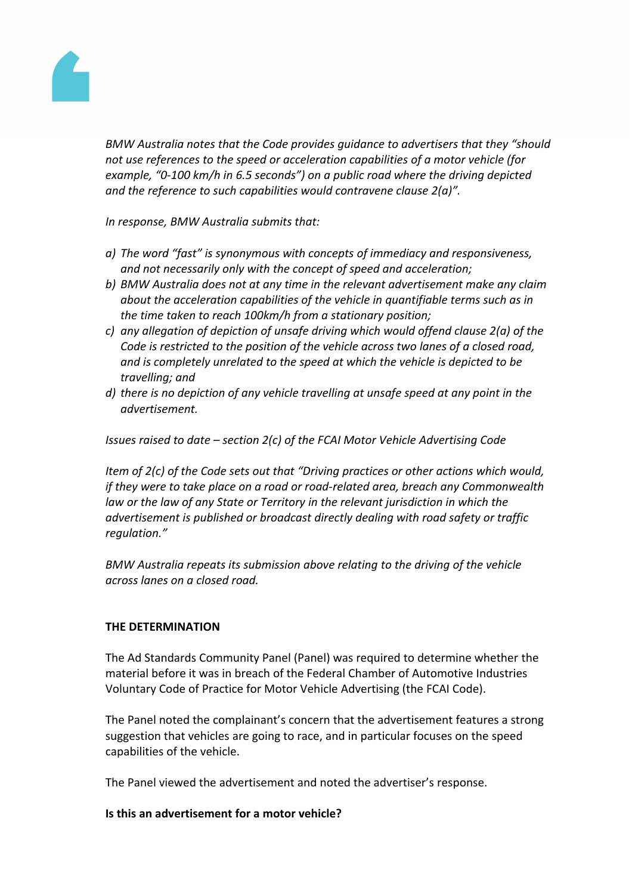*BMW Australia notes that the Code provides guidance to advertisers that they "should not use references to the speed or acceleration capabilities of a motor vehicle (for example, "0-100 km/h in 6.5 seconds") on a public road where the driving depicted and the reference to such capabilities would contravene clause 2(a)".*

*In response, BMW Australia submits that:*

*a) The word "fast" is synonymous with concepts of immediacy and responsiveness, and not necessarily only with the concept of speed and acceleration;*
*b) BMW Australia does not at any time in the relevant advertisement make any claim about the acceleration capabilities of the vehicle in quantifiable terms such as in the time taken to reach 100km/h from a stationary position;*
*c) any allegation of depiction of unsafe driving which would offend clause 2(a) of the Code is restricted to the position of the vehicle across two lanes of a closed road, and is completely unrelated to the speed at which the vehicle is depicted to be travelling; and*
*d) there is no depiction of any vehicle travelling at unsafe speed at any point in the advertisement.*

*Issues raised to date – section 2(c) of the FCAI Motor Vehicle Advertising Code*

*Item of 2(c) of the Code sets out that "Driving practices or other actions which would, if they were to take place on a road or road-related area, breach any Commonwealth law or the law of any State or Territory in the relevant jurisdiction in which the advertisement is published or broadcast directly dealing with road safety or traffic regulation."*

*BMW Australia repeats its submission above relating to the driving of the vehicle across lanes on a closed road.*

**THE DETERMINATION**

The Ad Standards Community Panel (Panel) was required to determine whether the material before it was in breach of the Federal Chamber of Automotive Industries Voluntary Code of Practice for Motor Vehicle Advertising (the FCAI Code).

The Panel noted the complainant's concern that the advertisement features a strong suggestion that vehicles are going to race, and in particular focuses on the speed capabilities of the vehicle.

The Panel viewed the advertisement and noted the advertiser's response.

**Is this an advertisement for a motor vehicle?**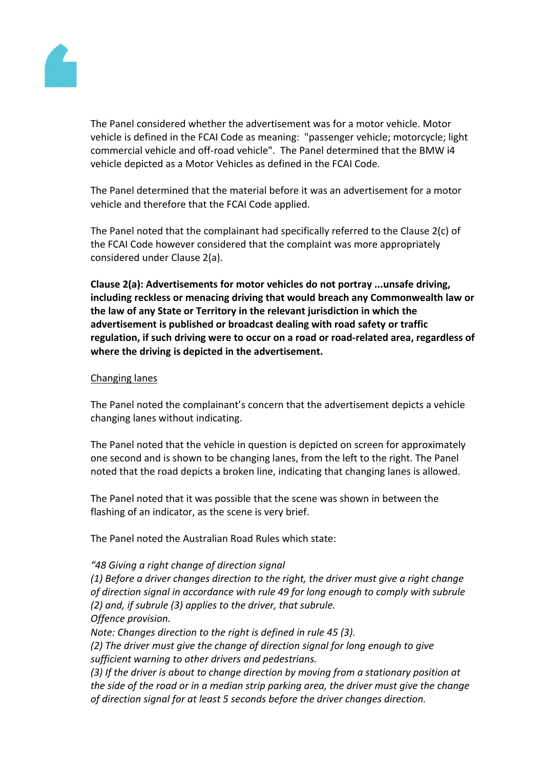The Panel considered whether the advertisement was for a motor vehicle. Motor vehicle is defined in the FCAI Code as meaning: "passenger vehicle; motorcycle; light commercial vehicle and off-road vehicle". The Panel determined that the BMW i4 vehicle depicted as a Motor Vehicles as defined in the FCAI Code.

The Panel determined that the material before it was an advertisement for a motor vehicle and therefore that the FCAI Code applied.

The Panel noted that the complainant had specifically referred to the Clause 2(c) of the FCAI Code however considered that the complaint was more appropriately considered under Clause 2(a).

**Clause 2(a): Advertisements for motor vehicles do not portray ...unsafe driving, including reckless or menacing driving that would breach any Commonwealth law or the law of any State or Territory in the relevant jurisdiction in which the advertisement is published or broadcast dealing with road safety or traffic regulation, if such driving were to occur on a road or road-related area, regardless of where the driving is depicted in the advertisement.**

Changing lanes

The Panel noted the complainant's concern that the advertisement depicts a vehicle changing lanes without indicating.

The Panel noted that the vehicle in question is depicted on screen for approximately one second and is shown to be changing lanes, from the left to the right. The Panel noted that the road depicts a broken line, indicating that changing lanes is allowed.

The Panel noted that it was possible that the scene was shown in between the flashing of an indicator, as the scene is very brief.

The Panel noted the Australian Road Rules which state:

*"48 Giving a right change of direction signal*
*(1) Before a driver changes direction to the right, the driver must give a right change of direction signal in accordance with rule 49 for long enough to comply with subrule (2) and, if subrule (3) applies to the driver, that subrule.*
*Offence provision.*
*Note: Changes direction to the right is defined in rule 45 (3).*
*(2) The driver must give the change of direction signal for long enough to give sufficient warning to other drivers and pedestrians.*
*(3) If the driver is about to change direction by moving from a stationary position at the side of the road or in a median strip parking area, the driver must give the change of direction signal for at least 5 seconds before the driver changes direction.*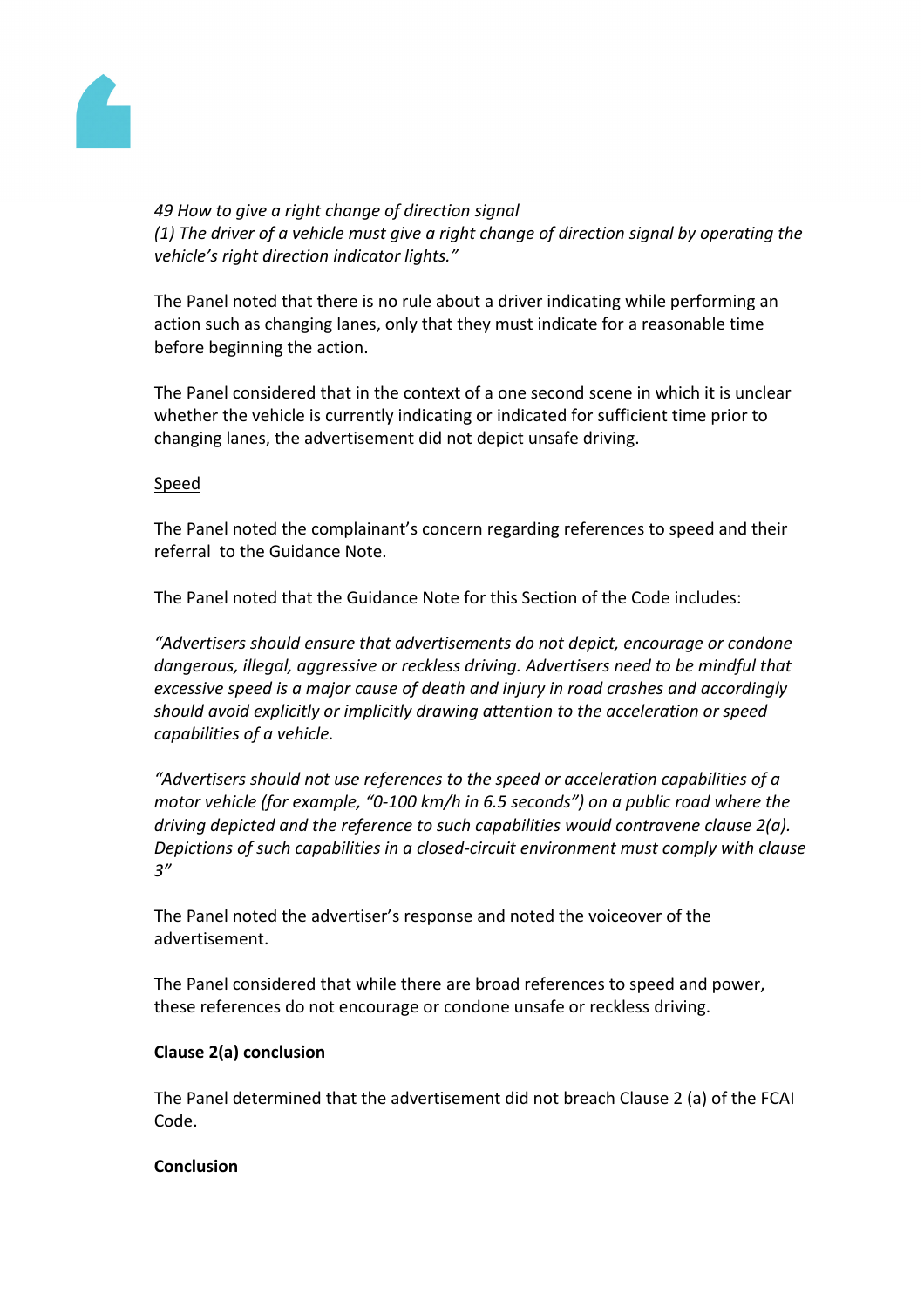*49 How to give a right change of direction signal*
*(1) The driver of a vehicle must give a right change of direction signal by operating the vehicle's right direction indicator lights."*

The Panel noted that there is no rule about a driver indicating while performing an action such as changing lanes, only that they must indicate for a reasonable time before beginning the action.

The Panel considered that in the context of a one second scene in which it is unclear whether the vehicle is currently indicating or indicated for sufficient time prior to changing lanes, the advertisement did not depict unsafe driving.

<u>Speed</u>

The Panel noted the complainant's concern regarding references to speed and their referral  to the Guidance Note.

The Panel noted that the Guidance Note for this Section of the Code includes:

*"Advertisers should ensure that advertisements do not depict, encourage or condone dangerous, illegal, aggressive or reckless driving. Advertisers need to be mindful that excessive speed is a major cause of death and injury in road crashes and accordingly should avoid explicitly or implicitly drawing attention to the acceleration or speed capabilities of a vehicle.*

*"Advertisers should not use references to the speed or acceleration capabilities of a motor vehicle (for example, "0-100 km/h in 6.5 seconds") on a public road where the driving depicted and the reference to such capabilities would contravene clause 2(a). Depictions of such capabilities in a closed-circuit environment must comply with clause 3"*

The Panel noted the advertiser's response and noted the voiceover of the advertisement.

The Panel considered that while there are broad references to speed and power, these references do not encourage or condone unsafe or reckless driving.

**Clause 2(a) conclusion**

The Panel determined that the advertisement did not breach Clause 2 (a) of the FCAI Code.

**Conclusion**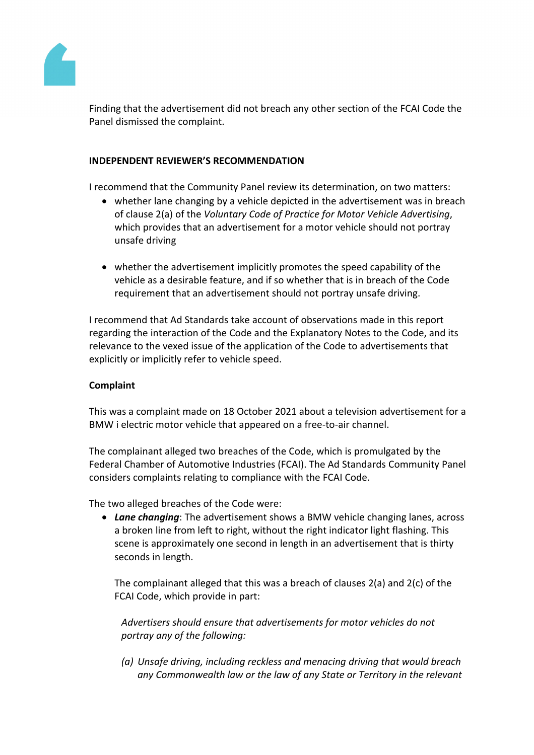Finding that the advertisement did not breach any other section of the FCAI Code the Panel dismissed the complaint.

**INDEPENDENT REVIEWER'S RECOMMENDATION**

I recommend that the Community Panel review its determination, on two matters:

- whether lane changing by a vehicle depicted in the advertisement was in breach of clause 2(a) of the *Voluntary Code of Practice for Motor Vehicle Advertising*, which provides that an advertisement for a motor vehicle should not portray unsafe driving
- whether the advertisement implicitly promotes the speed capability of the vehicle as a desirable feature, and if so whether that is in breach of the Code requirement that an advertisement should not portray unsafe driving.

I recommend that Ad Standards take account of observations made in this report regarding the interaction of the Code and the Explanatory Notes to the Code, and its relevance to the vexed issue of the application of the Code to advertisements that explicitly or implicitly refer to vehicle speed.

**Complaint**

This was a complaint made on 18 October 2021 about a television advertisement for a BMW i electric motor vehicle that appeared on a free-to-air channel.

The complainant alleged two breaches of the Code, which is promulgated by the Federal Chamber of Automotive Industries (FCAI). The Ad Standards Community Panel considers complaints relating to compliance with the FCAI Code.

The two alleged breaches of the Code were:

- ***Lane changing***: The advertisement shows a BMW vehicle changing lanes, across a broken line from left to right, without the right indicator light flashing. This scene is approximately one second in length in an advertisement that is thirty seconds in length.

  The complainant alleged that this was a breach of clauses 2(a) and 2(c) of the FCAI Code, which provide in part:

  *Advertisers should ensure that advertisements for motor vehicles do not portray any of the following:*

  *(a) Unsafe driving, including reckless and menacing driving that would breach any Commonwealth law or the law of any State or Territory in the relevant*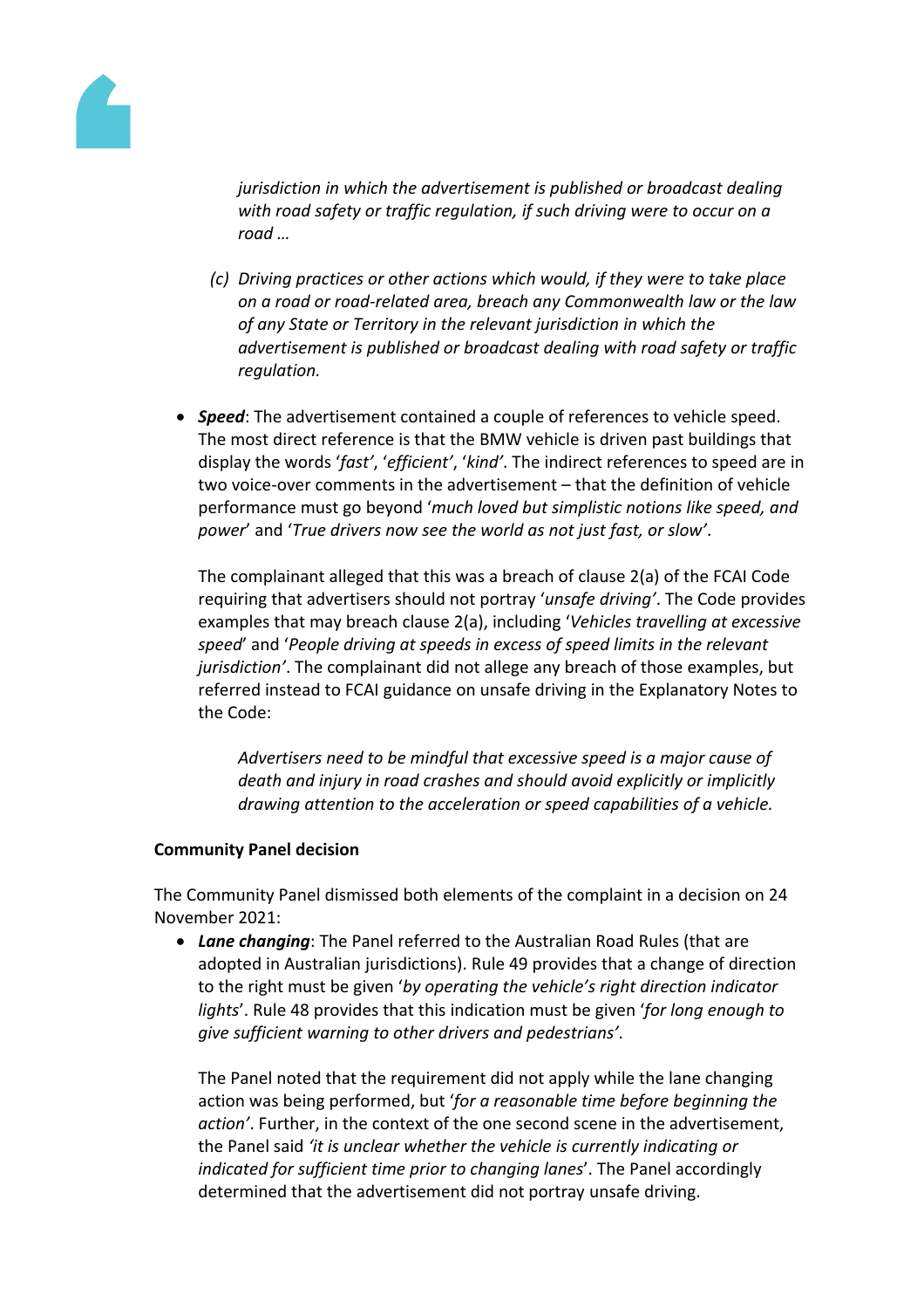> *jurisdiction in which the advertisement is published or broadcast dealing with road safety or traffic regulation, if such driving were to occur on a road …*
>
> *(c) Driving practices or other actions which would, if they were to take place on a road or road-related area, breach any Commonwealth law or the law of any State or Territory in the relevant jurisdiction in which the advertisement is published or broadcast dealing with road safety or traffic regulation.*

- ***Speed***: The advertisement contained a couple of references to vehicle speed. The most direct reference is that the BMW vehicle is driven past buildings that display the words '*fast*', '*efficient*', '*kind'*. The indirect references to speed are in two voice-over comments in the advertisement – that the definition of vehicle performance must go beyond '*much loved but simplistic notions like speed, and power*' and '*True drivers now see the world as not just fast, or slow'*.

  The complainant alleged that this was a breach of clause 2(a) of the FCAI Code requiring that advertisers should not portray '*unsafe driving'*. The Code provides examples that may breach clause 2(a), including '*Vehicles travelling at excessive speed*' and '*People driving at speeds in excess of speed limits in the relevant jurisdiction'*. The complainant did not allege any breach of those examples, but referred instead to FCAI guidance on unsafe driving in the Explanatory Notes to the Code:

  > *Advertisers need to be mindful that excessive speed is a major cause of death and injury in road crashes and should avoid explicitly or implicitly drawing attention to the acceleration or speed capabilities of a vehicle.*

**Community Panel decision**

The Community Panel dismissed both elements of the complaint in a decision on 24 November 2021:

- ***Lane changing***: The Panel referred to the Australian Road Rules (that are adopted in Australian jurisdictions). Rule 49 provides that a change of direction to the right must be given '*by operating the vehicle's right direction indicator lights*'. Rule 48 provides that this indication must be given '*for long enough to give sufficient warning to other drivers and pedestrians'*.

  The Panel noted that the requirement did not apply while the lane changing action was being performed, but '*for a reasonable time before beginning the action'*. Further, in the context of the one second scene in the advertisement, the Panel said *'it is unclear whether the vehicle is currently indicating or indicated for sufficient time prior to changing lanes*'. The Panel accordingly determined that the advertisement did not portray unsafe driving.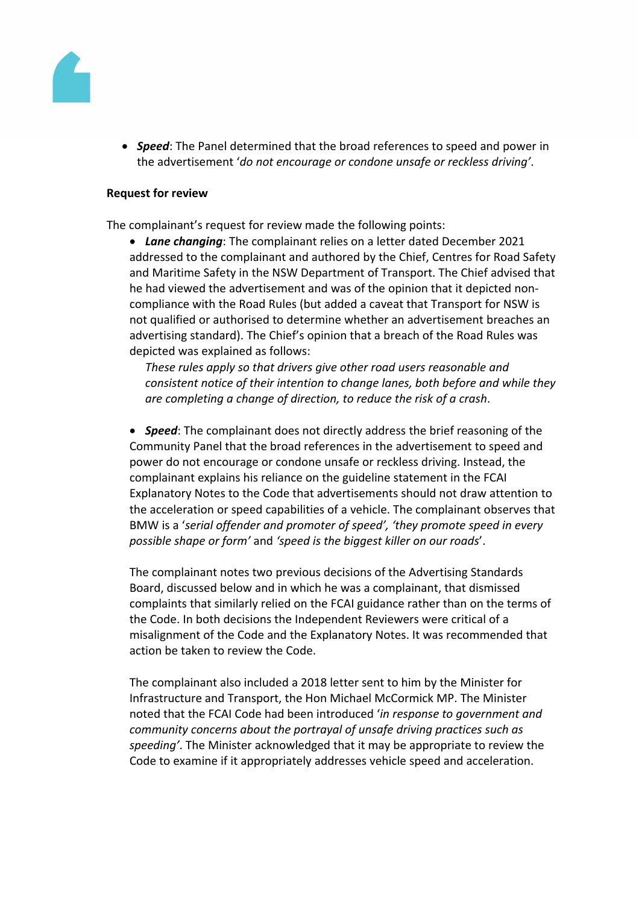- ***Speed***: The Panel determined that the broad references to speed and power in the advertisement '*do not encourage or condone unsafe or reckless driving'*.

**Request for review**

The complainant's request for review made the following points:

- ***Lane changing***: The complainant relies on a letter dated December 2021 addressed to the complainant and authored by the Chief, Centres for Road Safety and Maritime Safety in the NSW Department of Transport. The Chief advised that he had viewed the advertisement and was of the opinion that it depicted non-compliance with the Road Rules (but added a caveat that Transport for NSW is not qualified or authorised to determine whether an advertisement breaches an advertising standard). The Chief's opinion that a breach of the Road Rules was depicted was explained as follows:

  *These rules apply so that drivers give other road users reasonable and consistent notice of their intention to change lanes, both before and while they are completing a change of direction, to reduce the risk of a crash*.

- ***Speed***: The complainant does not directly address the brief reasoning of the Community Panel that the broad references in the advertisement to speed and power do not encourage or condone unsafe or reckless driving. Instead, the complainant explains his reliance on the guideline statement in the FCAI Explanatory Notes to the Code that advertisements should not draw attention to the acceleration or speed capabilities of a vehicle. The complainant observes that BMW is a '*serial offender and promoter of speed', 'they promote speed in every possible shape or form'* and *'speed is the biggest killer on our roads*'.

  The complainant notes two previous decisions of the Advertising Standards Board, discussed below and in which he was a complainant, that dismissed complaints that similarly relied on the FCAI guidance rather than on the terms of the Code. In both decisions the Independent Reviewers were critical of a misalignment of the Code and the Explanatory Notes. It was recommended that action be taken to review the Code.

  The complainant also included a 2018 letter sent to him by the Minister for Infrastructure and Transport, the Hon Michael McCormick MP. The Minister noted that the FCAI Code had been introduced '*in response to government and community concerns about the portrayal of unsafe driving practices such as speeding'*. The Minister acknowledged that it may be appropriate to review the Code to examine if it appropriately addresses vehicle speed and acceleration.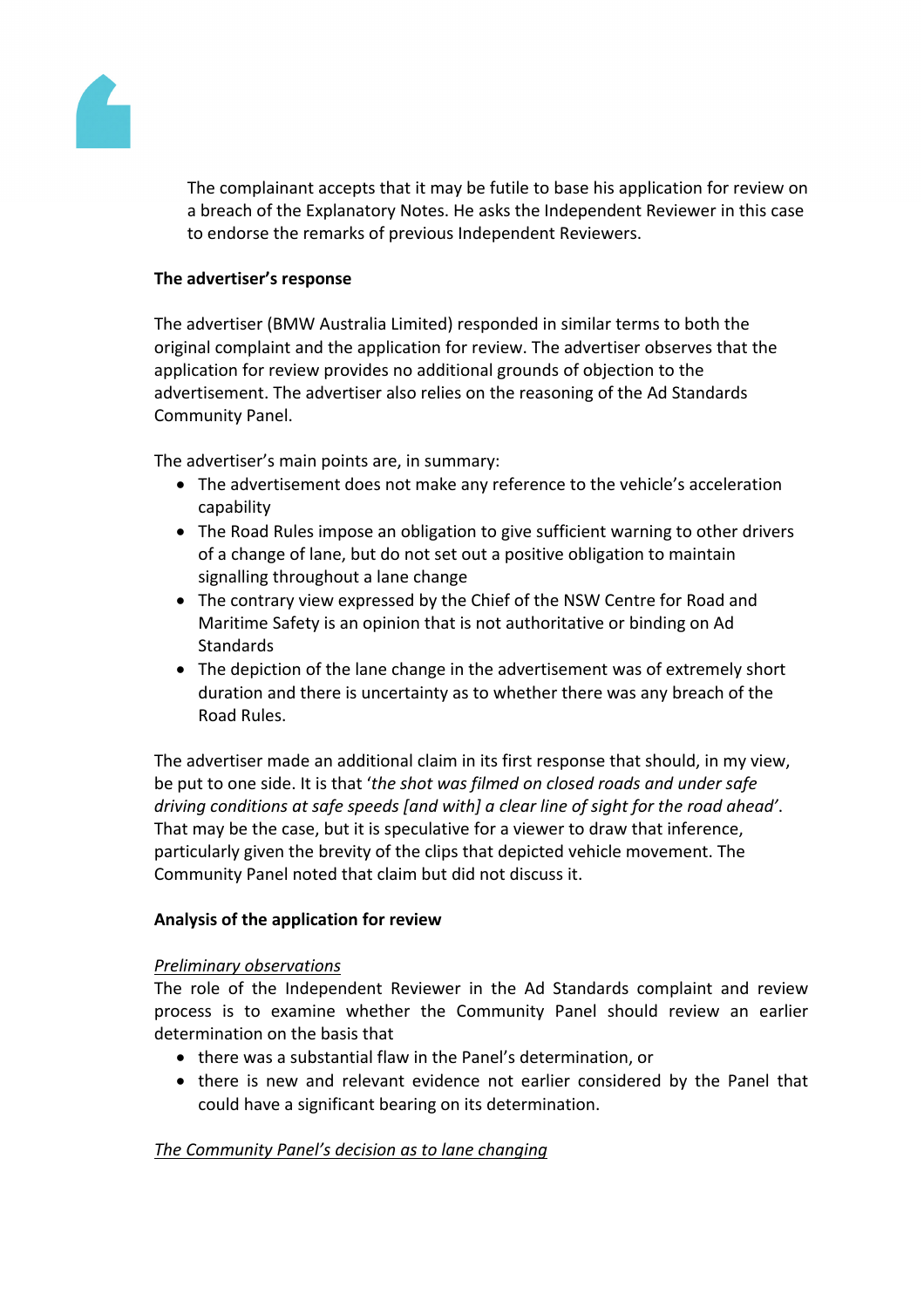The complainant accepts that it may be futile to base his application for review on a breach of the Explanatory Notes. He asks the Independent Reviewer in this case to endorse the remarks of previous Independent Reviewers.

**The advertiser's response**

The advertiser (BMW Australia Limited) responded in similar terms to both the original complaint and the application for review. The advertiser observes that the application for review provides no additional grounds of objection to the advertisement. The advertiser also relies on the reasoning of the Ad Standards Community Panel.

The advertiser's main points are, in summary:

- The advertisement does not make any reference to the vehicle's acceleration capability
- The Road Rules impose an obligation to give sufficient warning to other drivers of a change of lane, but do not set out a positive obligation to maintain signalling throughout a lane change
- The contrary view expressed by the Chief of the NSW Centre for Road and Maritime Safety is an opinion that is not authoritative or binding on Ad Standards
- The depiction of the lane change in the advertisement was of extremely short duration and there is uncertainty as to whether there was any breach of the Road Rules.

The advertiser made an additional claim in its first response that should, in my view, be put to one side. It is that '*the shot was filmed on closed roads and under safe driving conditions at safe speeds [and with] a clear line of sight for the road ahead*'. That may be the case, but it is speculative for a viewer to draw that inference, particularly given the brevity of the clips that depicted vehicle movement. The Community Panel noted that claim but did not discuss it.

**Analysis of the application for review**

*Preliminary observations*

The role of the Independent Reviewer in the Ad Standards complaint and review process is to examine whether the Community Panel should review an earlier determination on the basis that

- there was a substantial flaw in the Panel's determination, or
- there is new and relevant evidence not earlier considered by the Panel that could have a significant bearing on its determination.

*The Community Panel's decision as to lane changing*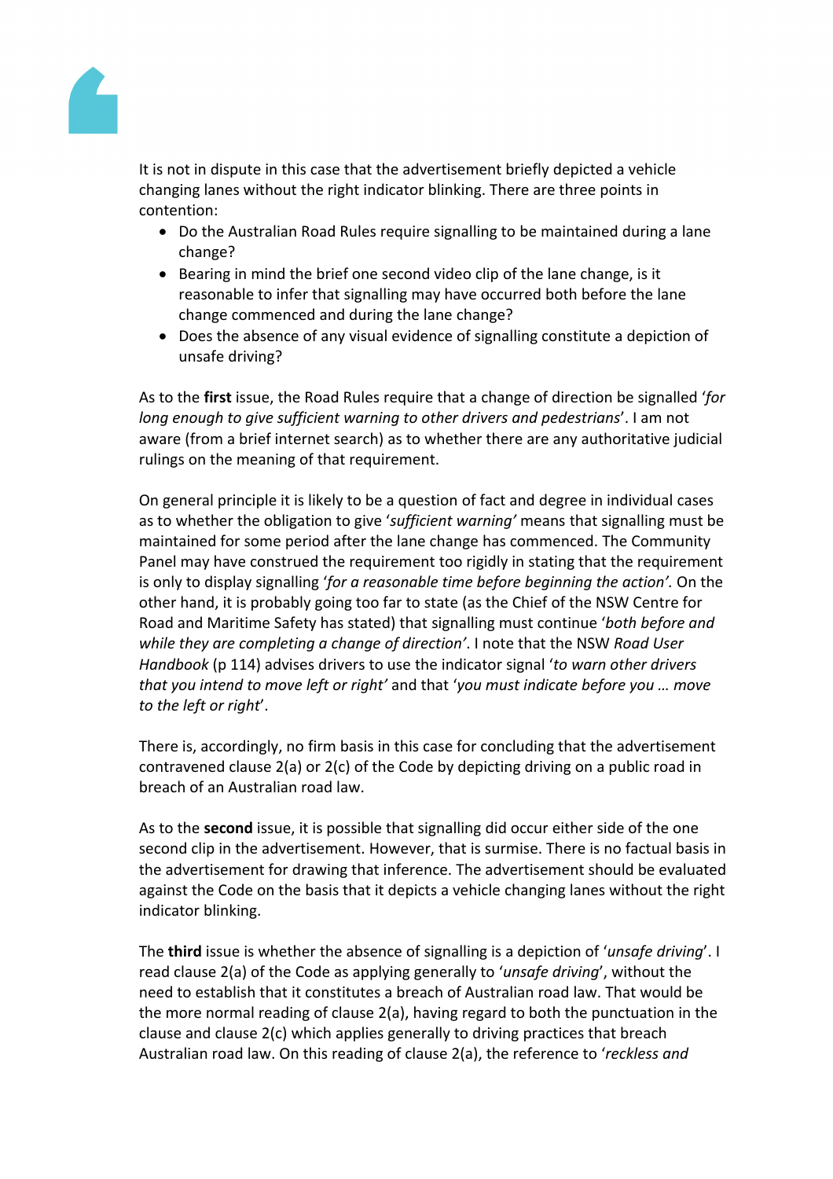It is not in dispute in this case that the advertisement briefly depicted a vehicle changing lanes without the right indicator blinking. There are three points in contention:

- Do the Australian Road Rules require signalling to be maintained during a lane change?
- Bearing in mind the brief one second video clip of the lane change, is it reasonable to infer that signalling may have occurred both before the lane change commenced and during the lane change?
- Does the absence of any visual evidence of signalling constitute a depiction of unsafe driving?

As to the **first** issue, the Road Rules require that a change of direction be signalled '*for long enough to give sufficient warning to other drivers and pedestrians*'. I am not aware (from a brief internet search) as to whether there are any authoritative judicial rulings on the meaning of that requirement.

On general principle it is likely to be a question of fact and degree in individual cases as to whether the obligation to give '*sufficient warning'* means that signalling must be maintained for some period after the lane change has commenced. The Community Panel may have construed the requirement too rigidly in stating that the requirement is only to display signalling '*for a reasonable time before beginning the action'.* On the other hand, it is probably going too far to state (as the Chief of the NSW Centre for Road and Maritime Safety has stated) that signalling must continue '*both before and while they are completing a change of direction'*. I note that the NSW *Road User Handbook* (p 114) advises drivers to use the indicator signal '*to warn other drivers that you intend to move left or right'* and that '*you must indicate before you … move to the left or right*'.

There is, accordingly, no firm basis in this case for concluding that the advertisement contravened clause 2(a) or 2(c) of the Code by depicting driving on a public road in breach of an Australian road law.

As to the **second** issue, it is possible that signalling did occur either side of the one second clip in the advertisement. However, that is surmise. There is no factual basis in the advertisement for drawing that inference. The advertisement should be evaluated against the Code on the basis that it depicts a vehicle changing lanes without the right indicator blinking.

The **third** issue is whether the absence of signalling is a depiction of '*unsafe driving*'. I read clause 2(a) of the Code as applying generally to '*unsafe driving*', without the need to establish that it constitutes a breach of Australian road law. That would be the more normal reading of clause 2(a), having regard to both the punctuation in the clause and clause 2(c) which applies generally to driving practices that breach Australian road law. On this reading of clause 2(a), the reference to '*reckless and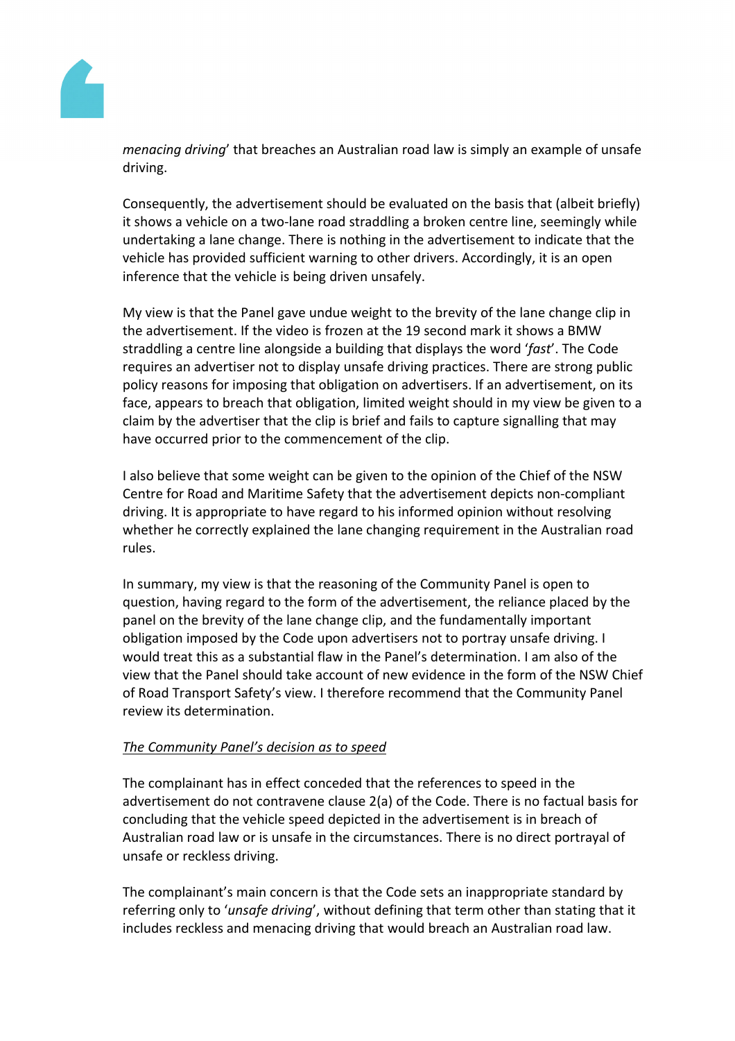*menacing driving*' that breaches an Australian road law is simply an example of unsafe driving.

Consequently, the advertisement should be evaluated on the basis that (albeit briefly) it shows a vehicle on a two-lane road straddling a broken centre line, seemingly while undertaking a lane change. There is nothing in the advertisement to indicate that the vehicle has provided sufficient warning to other drivers. Accordingly, it is an open inference that the vehicle is being driven unsafely.

My view is that the Panel gave undue weight to the brevity of the lane change clip in the advertisement. If the video is frozen at the 19 second mark it shows a BMW straddling a centre line alongside a building that displays the word '*fast*'. The Code requires an advertiser not to display unsafe driving practices. There are strong public policy reasons for imposing that obligation on advertisers. If an advertisement, on its face, appears to breach that obligation, limited weight should in my view be given to a claim by the advertiser that the clip is brief and fails to capture signalling that may have occurred prior to the commencement of the clip.

I also believe that some weight can be given to the opinion of the Chief of the NSW Centre for Road and Maritime Safety that the advertisement depicts non-compliant driving. It is appropriate to have regard to his informed opinion without resolving whether he correctly explained the lane changing requirement in the Australian road rules.

In summary, my view is that the reasoning of the Community Panel is open to question, having regard to the form of the advertisement, the reliance placed by the panel on the brevity of the lane change clip, and the fundamentally important obligation imposed by the Code upon advertisers not to portray unsafe driving. I would treat this as a substantial flaw in the Panel's determination. I am also of the view that the Panel should take account of new evidence in the form of the NSW Chief of Road Transport Safety's view. I therefore recommend that the Community Panel review its determination.

*The Community Panel's decision as to speed*

The complainant has in effect conceded that the references to speed in the advertisement do not contravene clause 2(a) of the Code. There is no factual basis for concluding that the vehicle speed depicted in the advertisement is in breach of Australian road law or is unsafe in the circumstances. There is no direct portrayal of unsafe or reckless driving.

The complainant's main concern is that the Code sets an inappropriate standard by referring only to '*unsafe driving*', without defining that term other than stating that it includes reckless and menacing driving that would breach an Australian road law.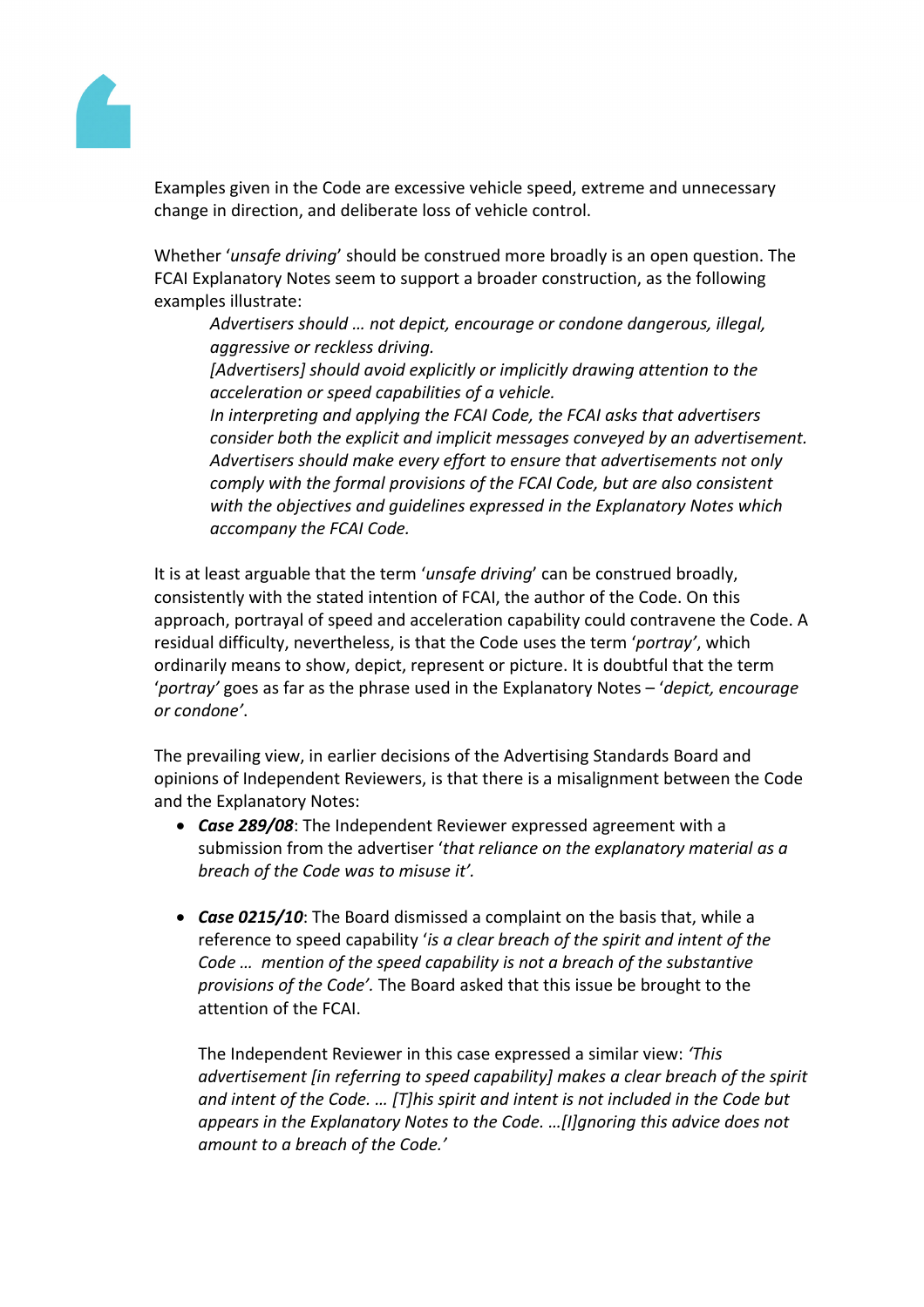Examples given in the Code are excessive vehicle speed, extreme and unnecessary change in direction, and deliberate loss of vehicle control.

Whether '*unsafe driving*' should be construed more broadly is an open question. The FCAI Explanatory Notes seem to support a broader construction, as the following examples illustrate:

> *Advertisers should … not depict, encourage or condone dangerous, illegal, aggressive or reckless driving.*
>
> *[Advertisers] should avoid explicitly or implicitly drawing attention to the acceleration or speed capabilities of a vehicle.*
>
> *In interpreting and applying the FCAI Code, the FCAI asks that advertisers consider both the explicit and implicit messages conveyed by an advertisement. Advertisers should make every effort to ensure that advertisements not only comply with the formal provisions of the FCAI Code, but are also consistent with the objectives and guidelines expressed in the Explanatory Notes which accompany the FCAI Code.*

It is at least arguable that the term '*unsafe driving*' can be construed broadly, consistently with the stated intention of FCAI, the author of the Code. On this approach, portrayal of speed and acceleration capability could contravene the Code. A residual difficulty, nevertheless, is that the Code uses the term '*portray*', which ordinarily means to show, depict, represent or picture. It is doubtful that the term '*portray*' goes as far as the phrase used in the Explanatory Notes – '*depict, encourage or condone*'.

The prevailing view, in earlier decisions of the Advertising Standards Board and opinions of Independent Reviewers, is that there is a misalignment between the Code and the Explanatory Notes:

- ***Case 289/08***: The Independent Reviewer expressed agreement with a submission from the advertiser '*that reliance on the explanatory material as a breach of the Code was to misuse it'.*

- ***Case 0215/10***: The Board dismissed a complaint on the basis that, while a reference to speed capability '*is a clear breach of the spirit and intent of the Code … mention of the speed capability is not a breach of the substantive provisions of the Code'.* The Board asked that this issue be brought to the attention of the FCAI.

  The Independent Reviewer in this case expressed a similar view: *'This advertisement [in referring to speed capability] makes a clear breach of the spirit and intent of the Code. … [T]his spirit and intent is not included in the Code but appears in the Explanatory Notes to the Code. …[I]gnoring this advice does not amount to a breach of the Code.'*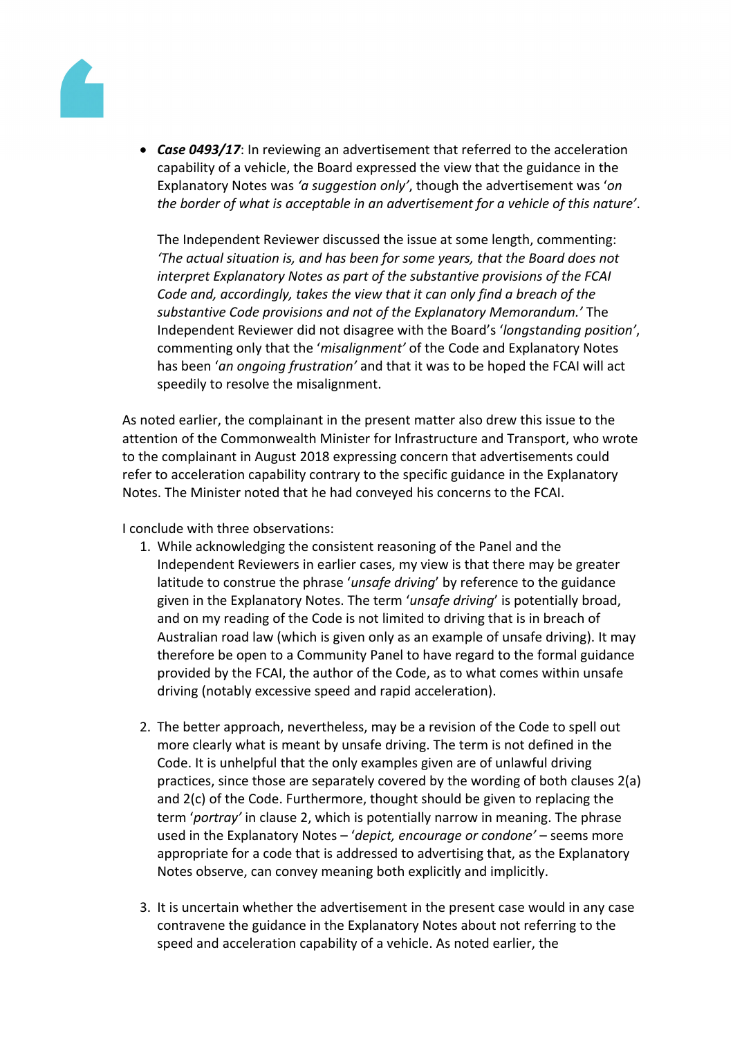- ***Case 0493/17***: In reviewing an advertisement that referred to the acceleration capability of a vehicle, the Board expressed the view that the guidance in the Explanatory Notes was *'a suggestion only'*, though the advertisement was '*on the border of what is acceptable in an advertisement for a vehicle of this nature'*.

  The Independent Reviewer discussed the issue at some length, commenting: *'The actual situation is, and has been for some years, that the Board does not interpret Explanatory Notes as part of the substantive provisions of the FCAI Code and, accordingly, takes the view that it can only find a breach of the substantive Code provisions and not of the Explanatory Memorandum.'* The Independent Reviewer did not disagree with the Board's '*longstanding position'*, commenting only that the '*misalignment'* of the Code and Explanatory Notes has been '*an ongoing frustration'* and that it was to be hoped the FCAI will act speedily to resolve the misalignment.

As noted earlier, the complainant in the present matter also drew this issue to the attention of the Commonwealth Minister for Infrastructure and Transport, who wrote to the complainant in August 2018 expressing concern that advertisements could refer to acceleration capability contrary to the specific guidance in the Explanatory Notes. The Minister noted that he had conveyed his concerns to the FCAI.

I conclude with three observations:

1. While acknowledging the consistent reasoning of the Panel and the Independent Reviewers in earlier cases, my view is that there may be greater latitude to construe the phrase '*unsafe driving*' by reference to the guidance given in the Explanatory Notes. The term '*unsafe driving*' is potentially broad, and on my reading of the Code is not limited to driving that is in breach of Australian road law (which is given only as an example of unsafe driving). It may therefore be open to a Community Panel to have regard to the formal guidance provided by the FCAI, the author of the Code, as to what comes within unsafe driving (notably excessive speed and rapid acceleration).

2. The better approach, nevertheless, may be a revision of the Code to spell out more clearly what is meant by unsafe driving. The term is not defined in the Code. It is unhelpful that the only examples given are of unlawful driving practices, since those are separately covered by the wording of both clauses 2(a) and 2(c) of the Code. Furthermore, thought should be given to replacing the term '*portray'* in clause 2, which is potentially narrow in meaning. The phrase used in the Explanatory Notes – '*depict, encourage or condone'* – seems more appropriate for a code that is addressed to advertising that, as the Explanatory Notes observe, can convey meaning both explicitly and implicitly.

3. It is uncertain whether the advertisement in the present case would in any case contravene the guidance in the Explanatory Notes about not referring to the speed and acceleration capability of a vehicle. As noted earlier, the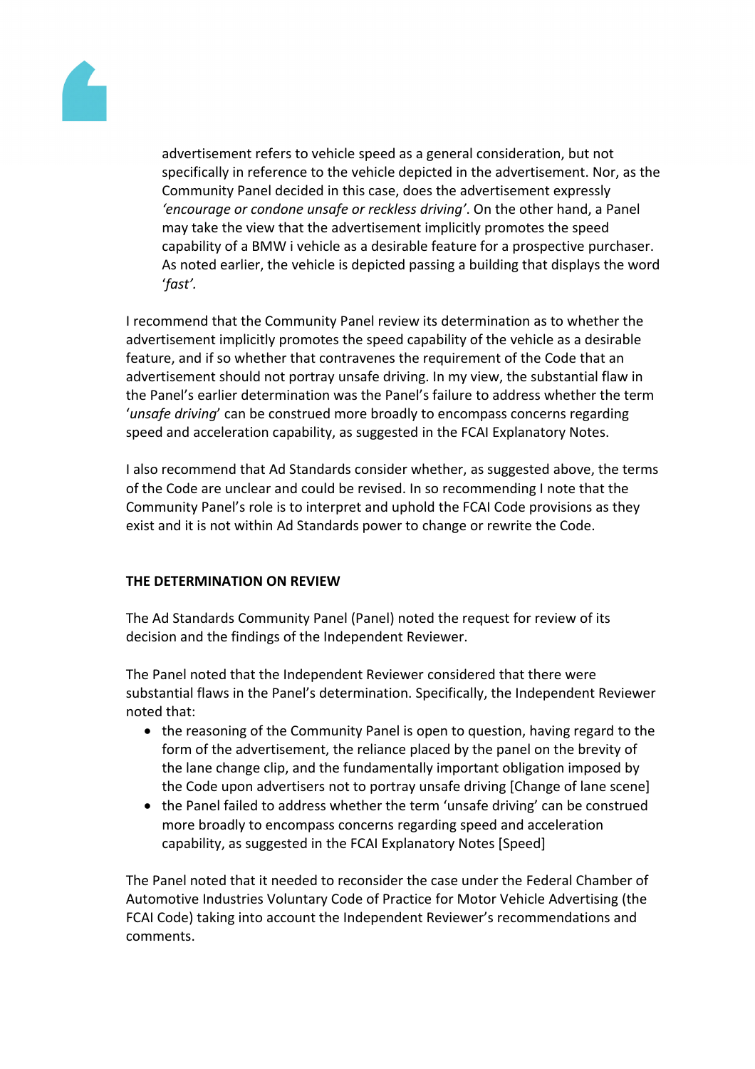advertisement refers to vehicle speed as a general consideration, but not specifically in reference to the vehicle depicted in the advertisement. Nor, as the Community Panel decided in this case, does the advertisement expressly *'encourage or condone unsafe or reckless driving'*. On the other hand, a Panel may take the view that the advertisement implicitly promotes the speed capability of a BMW i vehicle as a desirable feature for a prospective purchaser. As noted earlier, the vehicle is depicted passing a building that displays the word '*fast'*.

I recommend that the Community Panel review its determination as to whether the advertisement implicitly promotes the speed capability of the vehicle as a desirable feature, and if so whether that contravenes the requirement of the Code that an advertisement should not portray unsafe driving. In my view, the substantial flaw in the Panel's earlier determination was the Panel's failure to address whether the term '*unsafe driving*' can be construed more broadly to encompass concerns regarding speed and acceleration capability, as suggested in the FCAI Explanatory Notes.

I also recommend that Ad Standards consider whether, as suggested above, the terms of the Code are unclear and could be revised. In so recommending I note that the Community Panel's role is to interpret and uphold the FCAI Code provisions as they exist and it is not within Ad Standards power to change or rewrite the Code.

**THE DETERMINATION ON REVIEW**

The Ad Standards Community Panel (Panel) noted the request for review of its decision and the findings of the Independent Reviewer.

The Panel noted that the Independent Reviewer considered that there were substantial flaws in the Panel's determination. Specifically, the Independent Reviewer noted that:

- the reasoning of the Community Panel is open to question, having regard to the form of the advertisement, the reliance placed by the panel on the brevity of the lane change clip, and the fundamentally important obligation imposed by the Code upon advertisers not to portray unsafe driving [Change of lane scene]
- the Panel failed to address whether the term 'unsafe driving' can be construed more broadly to encompass concerns regarding speed and acceleration capability, as suggested in the FCAI Explanatory Notes [Speed]

The Panel noted that it needed to reconsider the case under the Federal Chamber of Automotive Industries Voluntary Code of Practice for Motor Vehicle Advertising (the FCAI Code) taking into account the Independent Reviewer's recommendations and comments.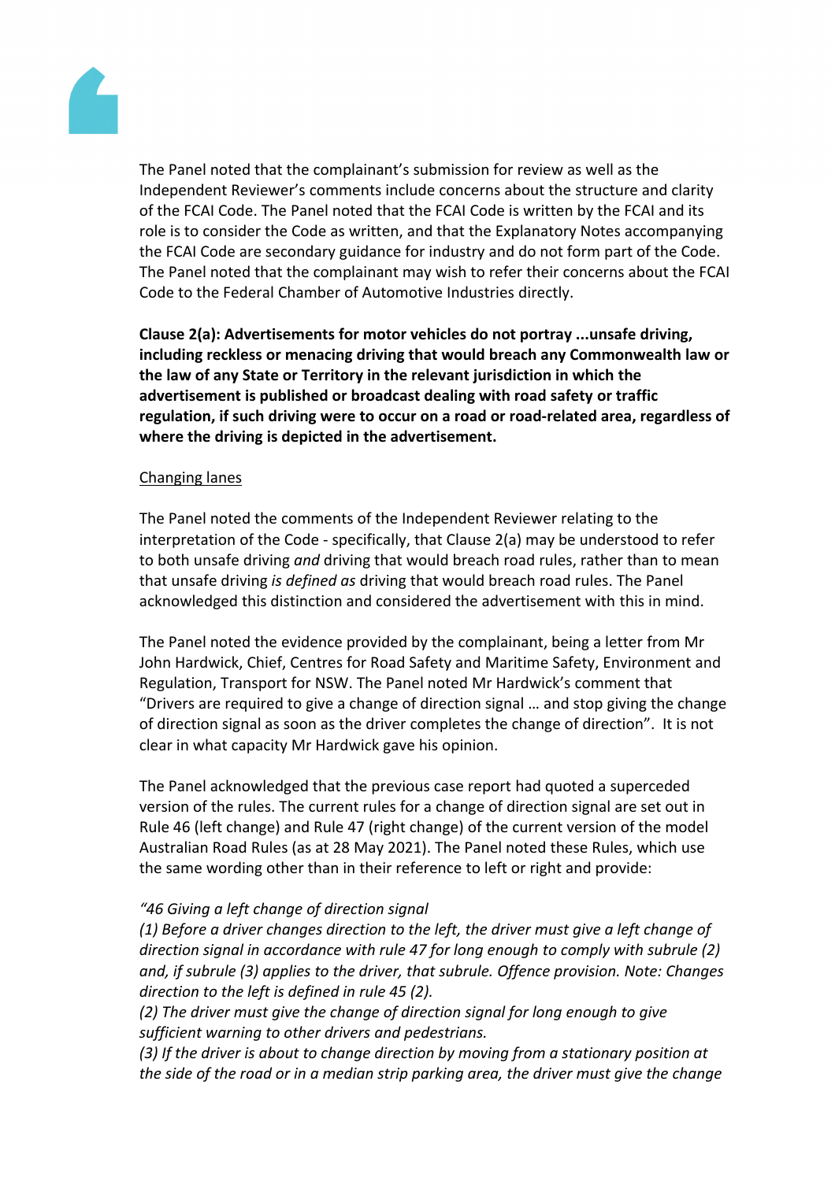The Panel noted that the complainant's submission for review as well as the Independent Reviewer's comments include concerns about the structure and clarity of the FCAI Code. The Panel noted that the FCAI Code is written by the FCAI and its role is to consider the Code as written, and that the Explanatory Notes accompanying the FCAI Code are secondary guidance for industry and do not form part of the Code. The Panel noted that the complainant may wish to refer their concerns about the FCAI Code to the Federal Chamber of Automotive Industries directly.

**Clause 2(a): Advertisements for motor vehicles do not portray ...unsafe driving, including reckless or menacing driving that would breach any Commonwealth law or the law of any State or Territory in the relevant jurisdiction in which the advertisement is published or broadcast dealing with road safety or traffic regulation, if such driving were to occur on a road or road-related area, regardless of where the driving is depicted in the advertisement.**

Changing lanes

The Panel noted the comments of the Independent Reviewer relating to the interpretation of the Code - specifically, that Clause 2(a) may be understood to refer to both unsafe driving *and* driving that would breach road rules, rather than to mean that unsafe driving *is defined as* driving that would breach road rules. The Panel acknowledged this distinction and considered the advertisement with this in mind.

The Panel noted the evidence provided by the complainant, being a letter from Mr John Hardwick, Chief, Centres for Road Safety and Maritime Safety, Environment and Regulation, Transport for NSW. The Panel noted Mr Hardwick's comment that "Drivers are required to give a change of direction signal … and stop giving the change of direction signal as soon as the driver completes the change of direction". It is not clear in what capacity Mr Hardwick gave his opinion.

The Panel acknowledged that the previous case report had quoted a superceded version of the rules. The current rules for a change of direction signal are set out in Rule 46 (left change) and Rule 47 (right change) of the current version of the model Australian Road Rules (as at 28 May 2021). The Panel noted these Rules, which use the same wording other than in their reference to left or right and provide:

*"46 Giving a left change of direction signal*
*(1) Before a driver changes direction to the left, the driver must give a left change of direction signal in accordance with rule 47 for long enough to comply with subrule (2) and, if subrule (3) applies to the driver, that subrule. Offence provision. Note: Changes direction to the left is defined in rule 45 (2).*
*(2) The driver must give the change of direction signal for long enough to give sufficient warning to other drivers and pedestrians.*
*(3) If the driver is about to change direction by moving from a stationary position at the side of the road or in a median strip parking area, the driver must give the change*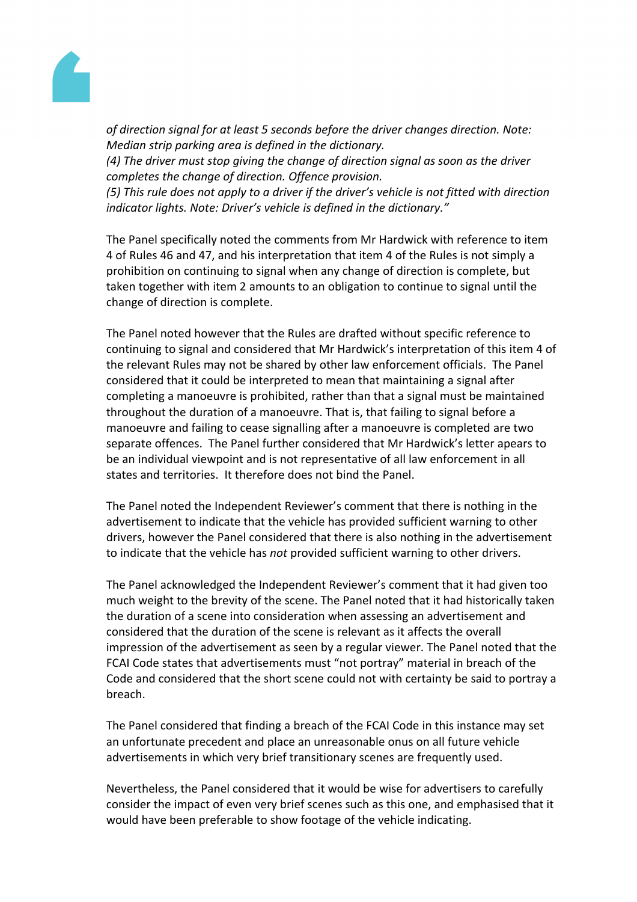*of direction signal for at least 5 seconds before the driver changes direction. Note: Median strip parking area is defined in the dictionary.*
*(4) The driver must stop giving the change of direction signal as soon as the driver completes the change of direction. Offence provision.*
*(5) This rule does not apply to a driver if the driver's vehicle is not fitted with direction indicator lights. Note: Driver's vehicle is defined in the dictionary."*

The Panel specifically noted the comments from Mr Hardwick with reference to item 4 of Rules 46 and 47, and his interpretation that item 4 of the Rules is not simply a prohibition on continuing to signal when any change of direction is complete, but taken together with item 2 amounts to an obligation to continue to signal until the change of direction is complete.

The Panel noted however that the Rules are drafted without specific reference to continuing to signal and considered that Mr Hardwick's interpretation of this item 4 of the relevant Rules may not be shared by other law enforcement officials. The Panel considered that it could be interpreted to mean that maintaining a signal after completing a manoeuvre is prohibited, rather than that a signal must be maintained throughout the duration of a manoeuvre. That is, that failing to signal before a manoeuvre and failing to cease signalling after a manoeuvre is completed are two separate offences. The Panel further considered that Mr Hardwick's letter apears to be an individual viewpoint and is not representative of all law enforcement in all states and territories. It therefore does not bind the Panel.

The Panel noted the Independent Reviewer's comment that there is nothing in the advertisement to indicate that the vehicle has provided sufficient warning to other drivers, however the Panel considered that there is also nothing in the advertisement to indicate that the vehicle has *not* provided sufficient warning to other drivers.

The Panel acknowledged the Independent Reviewer's comment that it had given too much weight to the brevity of the scene. The Panel noted that it had historically taken the duration of a scene into consideration when assessing an advertisement and considered that the duration of the scene is relevant as it affects the overall impression of the advertisement as seen by a regular viewer. The Panel noted that the FCAI Code states that advertisements must "not portray" material in breach of the Code and considered that the short scene could not with certainty be said to portray a breach.

The Panel considered that finding a breach of the FCAI Code in this instance may set an unfortunate precedent and place an unreasonable onus on all future vehicle advertisements in which very brief transitionary scenes are frequently used.

Nevertheless, the Panel considered that it would be wise for advertisers to carefully consider the impact of even very brief scenes such as this one, and emphasised that it would have been preferable to show footage of the vehicle indicating.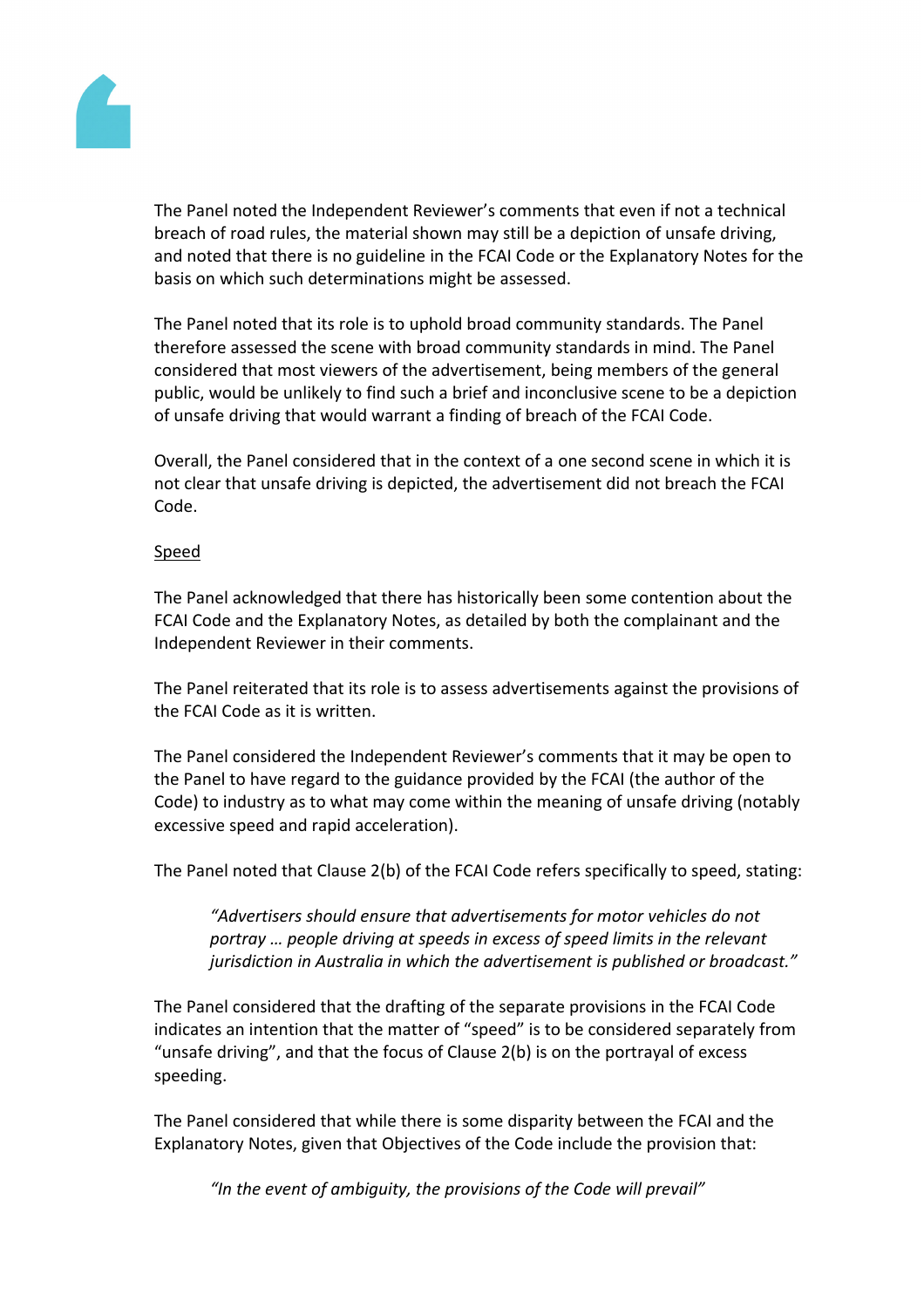The Panel noted the Independent Reviewer's comments that even if not a technical breach of road rules, the material shown may still be a depiction of unsafe driving, and noted that there is no guideline in the FCAI Code or the Explanatory Notes for the basis on which such determinations might be assessed.

The Panel noted that its role is to uphold broad community standards. The Panel therefore assessed the scene with broad community standards in mind. The Panel considered that most viewers of the advertisement, being members of the general public, would be unlikely to find such a brief and inconclusive scene to be a depiction of unsafe driving that would warrant a finding of breach of the FCAI Code.

Overall, the Panel considered that in the context of a one second scene in which it is not clear that unsafe driving is depicted, the advertisement did not breach the FCAI Code.

Speed

The Panel acknowledged that there has historically been some contention about the FCAI Code and the Explanatory Notes, as detailed by both the complainant and the Independent Reviewer in their comments.

The Panel reiterated that its role is to assess advertisements against the provisions of the FCAI Code as it is written.

The Panel considered the Independent Reviewer's comments that it may be open to the Panel to have regard to the guidance provided by the FCAI (the author of the Code) to industry as to what may come within the meaning of unsafe driving (notably excessive speed and rapid acceleration).

The Panel noted that Clause 2(b) of the FCAI Code refers specifically to speed, stating:

> *"Advertisers should ensure that advertisements for motor vehicles do not portray … people driving at speeds in excess of speed limits in the relevant jurisdiction in Australia in which the advertisement is published or broadcast."*

The Panel considered that the drafting of the separate provisions in the FCAI Code indicates an intention that the matter of "speed" is to be considered separately from "unsafe driving", and that the focus of Clause 2(b) is on the portrayal of excess speeding.

The Panel considered that while there is some disparity between the FCAI and the Explanatory Notes, given that Objectives of the Code include the provision that:

> *"In the event of ambiguity, the provisions of the Code will prevail"*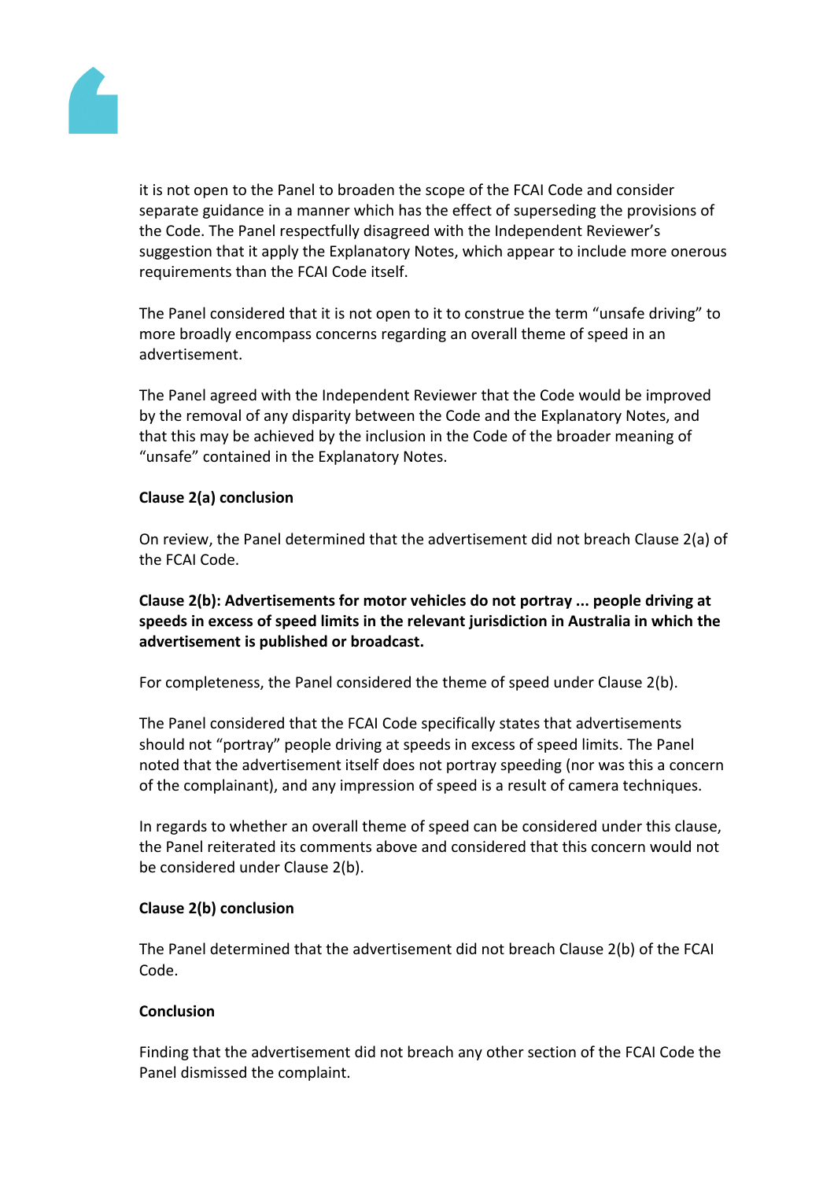it is not open to the Panel to broaden the scope of the FCAI Code and consider separate guidance in a manner which has the effect of superseding the provisions of the Code. The Panel respectfully disagreed with the Independent Reviewer's suggestion that it apply the Explanatory Notes, which appear to include more onerous requirements than the FCAI Code itself.

The Panel considered that it is not open to it to construe the term "unsafe driving" to more broadly encompass concerns regarding an overall theme of speed in an advertisement.

The Panel agreed with the Independent Reviewer that the Code would be improved by the removal of any disparity between the Code and the Explanatory Notes, and that this may be achieved by the inclusion in the Code of the broader meaning of "unsafe" contained in the Explanatory Notes.

**Clause 2(a) conclusion**

On review, the Panel determined that the advertisement did not breach Clause 2(a) of the FCAI Code.

**Clause 2(b): Advertisements for motor vehicles do not portray ... people driving at speeds in excess of speed limits in the relevant jurisdiction in Australia in which the advertisement is published or broadcast.**

For completeness, the Panel considered the theme of speed under Clause 2(b).

The Panel considered that the FCAI Code specifically states that advertisements should not "portray" people driving at speeds in excess of speed limits. The Panel noted that the advertisement itself does not portray speeding (nor was this a concern of the complainant), and any impression of speed is a result of camera techniques.

In regards to whether an overall theme of speed can be considered under this clause, the Panel reiterated its comments above and considered that this concern would not be considered under Clause 2(b).

**Clause 2(b) conclusion**

The Panel determined that the advertisement did not breach Clause 2(b) of the FCAI Code.

**Conclusion**

Finding that the advertisement did not breach any other section of the FCAI Code the Panel dismissed the complaint.